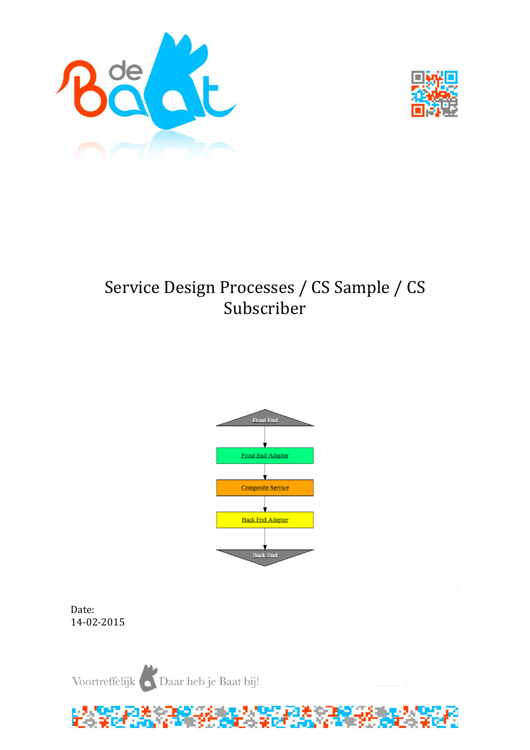# Service Design Processes / CS Sample / CS Subscriber

Front End

Front End Adapter

Composite Service

Back End Adapter

Back End

Date:
14-02-2015

Voortreffelijk Daar heb je Baat bij!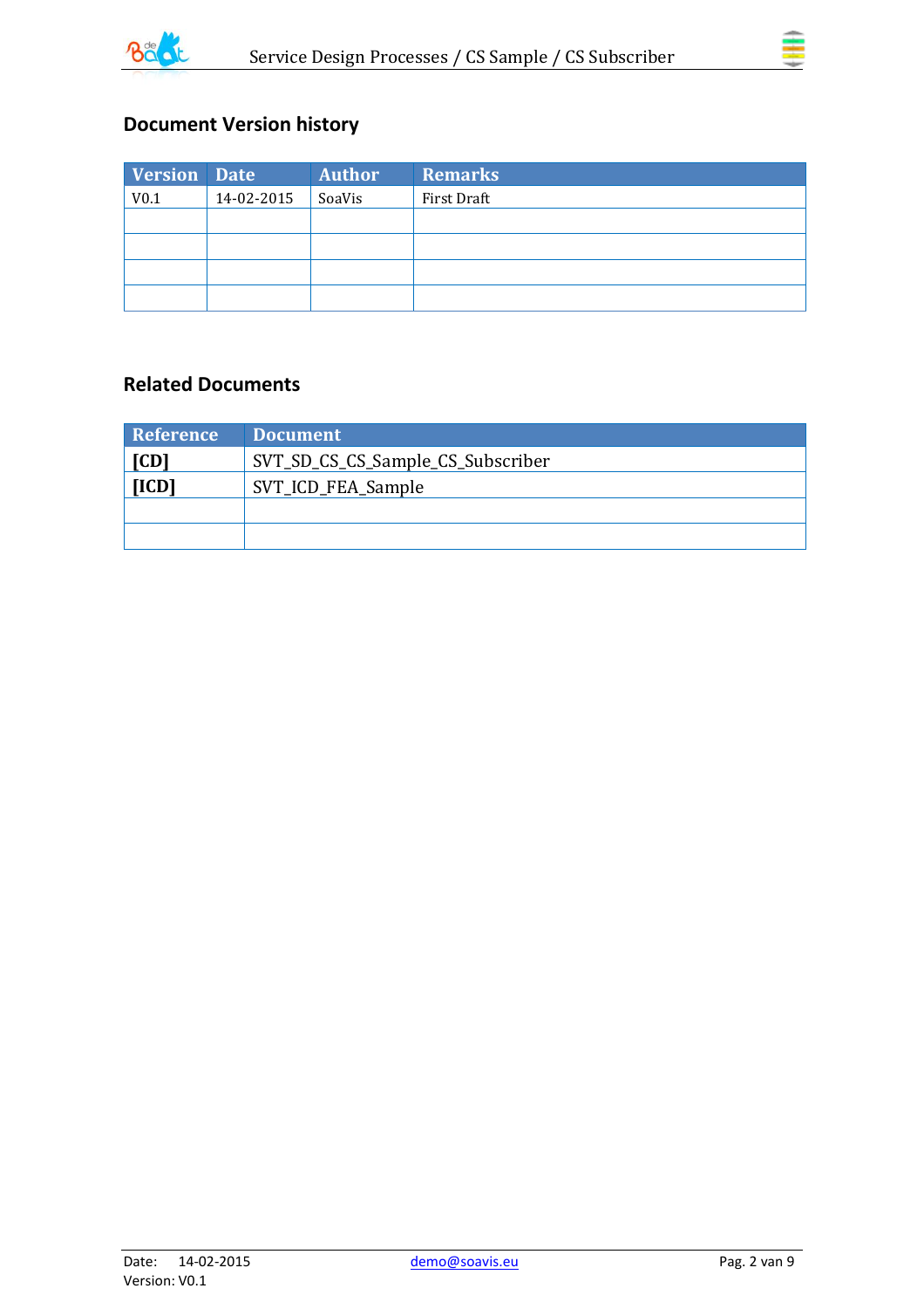## Document Version history

| Version | Date | Author | Remarks |
|---|---|---|---|
| V0.1 | 14-02-2015 | SoaVis | First Draft |
| | | | |
| | | | |
| | | | |
| | | | |

## Related Documents

| Reference | Document |
|---|---|
| **[CD]** | SVT_SD_CS_CS_Sample_CS_Subscriber |
| **[ICD]** | SVT_ICD_FEA_Sample |
| | |
| | |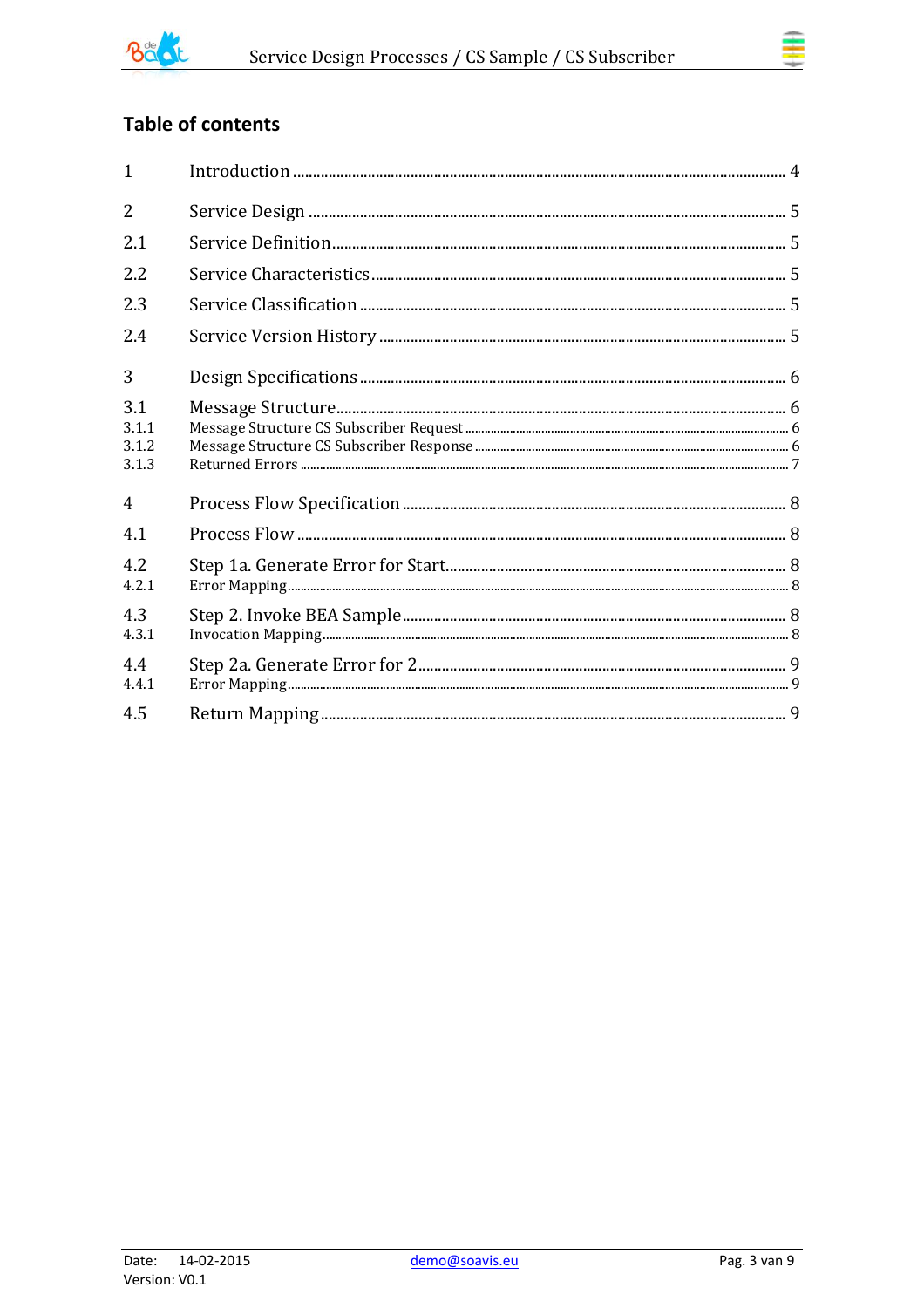## Table of contents

| | | |
|---|---|---|
| 1 | Introduction | 4 |
| 2 | Service Design | 5 |
| 2.1 | Service Definition | 5 |
| 2.2 | Service Characteristics | 5 |
| 2.3 | Service Classification | 5 |
| 2.4 | Service Version History | 5 |
| 3 | Design Specifications | 6 |
| 3.1 | Message Structure | 6 |
| 3.1.1 | Message Structure CS Subscriber Request | 6 |
| 3.1.2 | Message Structure CS Subscriber Response | 6 |
| 3.1.3 | Returned Errors | 7 |
| 4 | Process Flow Specification | 8 |
| 4.1 | Process Flow | 8 |
| 4.2 | Step 1a. Generate Error for Start | 8 |
| 4.2.1 | Error Mapping | 8 |
| 4.3 | Step 2. Invoke BEA Sample | 8 |
| 4.3.1 | Invocation Mapping | 8 |
| 4.4 | Step 2a. Generate Error for 2 | 9 |
| 4.4.1 | Error Mapping | 9 |
| 4.5 | Return Mapping | 9 |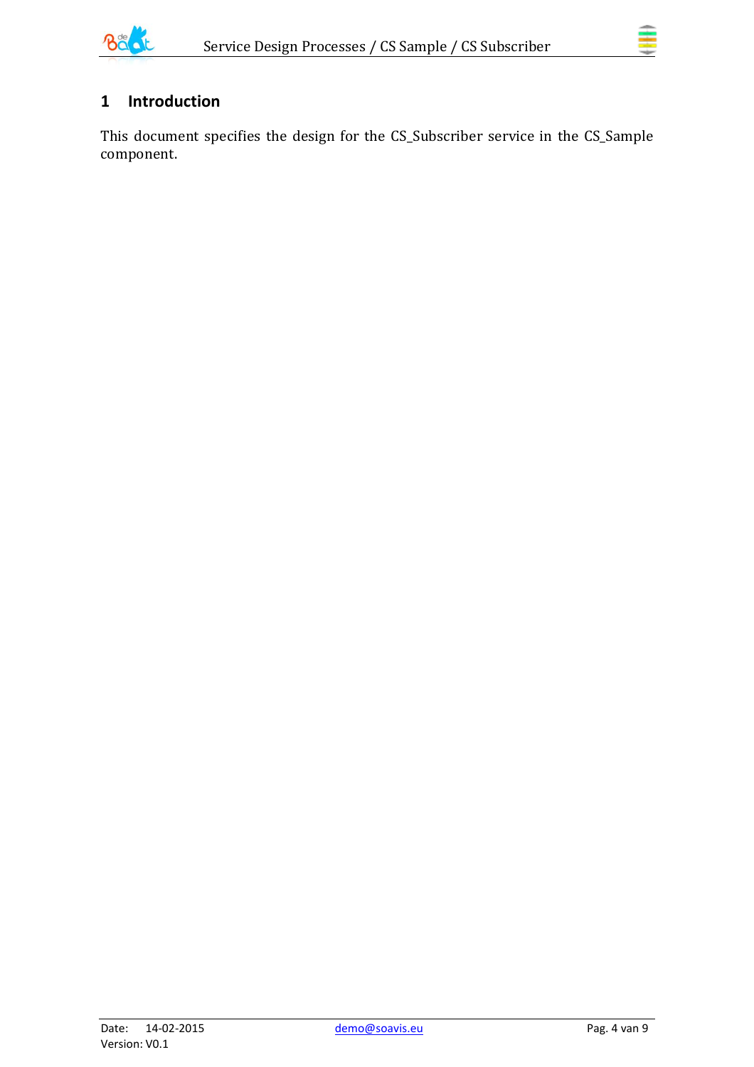# 1 Introduction

This document specifies the design for the CS_Subscriber service in the CS_Sample component.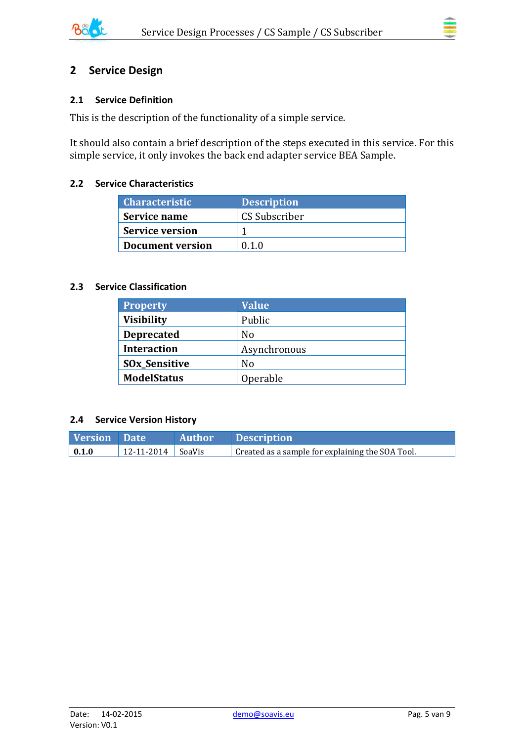# 2 Service Design

## 2.1 Service Definition

This is the description of the functionality of a simple service.

It should also contain a brief description of the steps executed in this service. For this simple service, it only invokes the back end adapter service BEA Sample.

## 2.2 Service Characteristics

| Characteristic | Description |
|---|---|
| **Service name** | CS Subscriber |
| **Service version** | 1 |
| **Document version** | 0.1.0 |

## 2.3 Service Classification

| Property | Value |
|---|---|
| **Visibility** | Public |
| **Deprecated** | No |
| **Interaction** | Asynchronous |
| **SOx_Sensitive** | No |
| **ModelStatus** | Operable |

## 2.4 Service Version History

| Version | Date | Author | Description |
|---|---|---|---|
| **0.1.0** | 12-11-2014 | SoaVis | Created as a sample for explaining the SOA Tool. |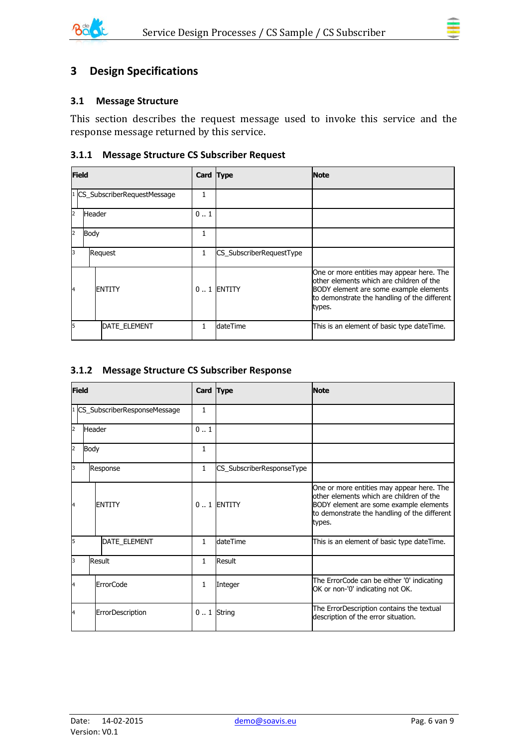# 3 Design Specifications

## 3.1 Message Structure

This section describes the request message used to invoke this service and the response message returned by this service.

### 3.1.1 Message Structure CS Subscriber Request

| Field | Card | Type | Note |
|---|---|---|---|
| 1 CS_SubscriberRequestMessage | 1 | | |
| 2 Header | 0 .. 1 | | |
| 2 Body | 1 | | |
| 3 Request | 1 | CS_SubscriberRequestType | |
| 4 ENTITY | 0 .. 1 | ENTITY | One or more entities may appear here. The other elements which are children of the BODY element are some example elements to demonstrate the handling of the different types. |
| 5 DATE_ELEMENT | 1 | dateTime | This is an element of basic type dateTime. |

### 3.1.2 Message Structure CS Subscriber Response

| Field | Card | Type | Note |
|---|---|---|---|
| 1 CS_SubscriberResponseMessage | 1 | | |
| 2 Header | 0 .. 1 | | |
| 2 Body | 1 | | |
| 3 Response | 1 | CS_SubscriberResponseType | |
| 4 ENTITY | 0 .. 1 | ENTITY | One or more entities may appear here. The other elements which are children of the BODY element are some example elements to demonstrate the handling of the different types. |
| 5 DATE_ELEMENT | 1 | dateTime | This is an element of basic type dateTime. |
| 3 Result | 1 | Result | |
| 4 ErrorCode | 1 | Integer | The ErrorCode can be either '0' indicating OK or non-'0' indicating not OK. |
| 4 ErrorDescription | 0 .. 1 | String | The ErrorDescription contains the textual description of the error situation. |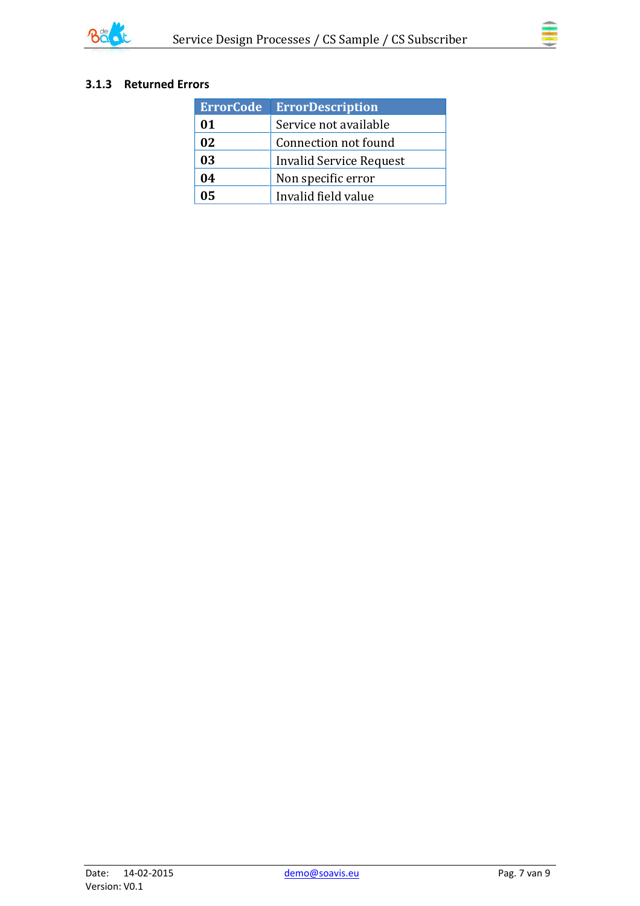### 3.1.3 Returned Errors

| ErrorCode | ErrorDescription |
|---|---|
| **01** | Service not available |
| **02** | Connection not found |
| **03** | Invalid Service Request |
| **04** | Non specific error |
| **05** | Invalid field value |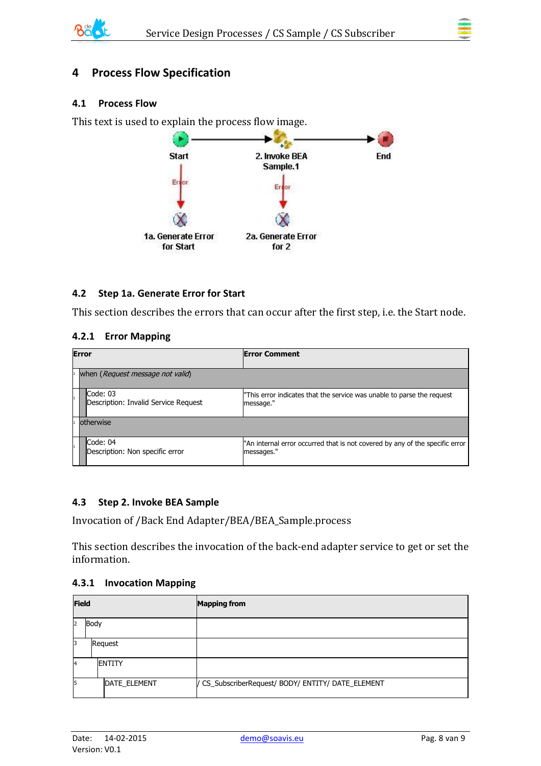# 4 Process Flow Specification

## 4.1 Process Flow

This text is used to explain the process flow image.

Start → 2. Invoke BEA Sample.1 → End

Start —Error→ 1a. Generate Error for Start

2. Invoke BEA Sample.1 —Error→ 2a. Generate Error for 2

## 4.2 Step 1a. Generate Error for Start

This section describes the errors that can occur after the first step, i.e. the Start node.

### 4.2.1 Error Mapping

| Error | Error Comment |
|---|---|
| [1] when (*Request message not valid*) | |
| [1] Code: 03<br>Description: Invalid Service Request | "This error indicates that the service was unable to parse the request message." |
| [1] otherwise | |
| [1] Code: 04<br>Description: Non specific error | "An internal error occurred that is not covered by any of the specific error messages." |

## 4.3 Step 2. Invoke BEA Sample

Invocation of /Back End Adapter/BEA/BEA_Sample.process

This section describes the invocation of the back-end adapter service to get or set the information.

### 4.3.1 Invocation Mapping

| Field | Mapping from |
|---|---|
| [2] Body | |
| [3] Request | |
| [4] ENTITY | |
| [5] DATE_ELEMENT | / CS_SubscriberRequest/ BODY/ ENTITY/ DATE_ELEMENT |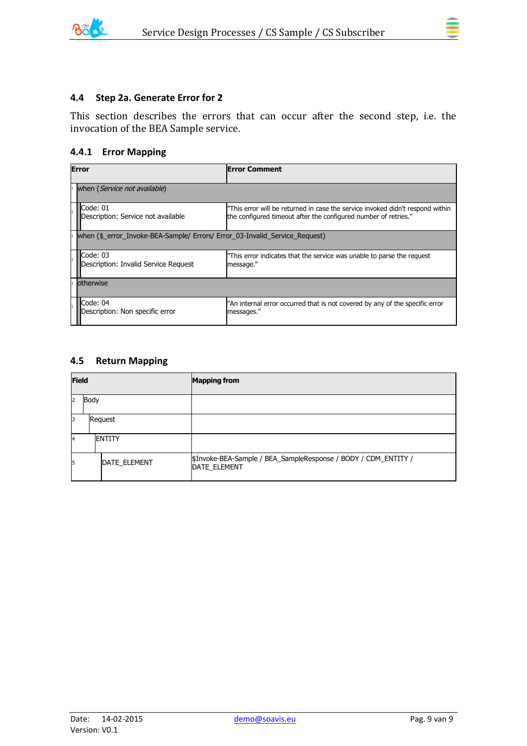### 4.4 Step 2a. Generate Error for 2

This section describes the errors that can occur after the second step, i.e. the invocation of the BEA Sample service.

#### 4.4.1 Error Mapping

| Error | Error Comment |
|---|---|
| when (*Service not available*) | |
| Code: 01<br>Description: Service not available | "This error will be returned in case the service invoked didn't respond within the configured timeout after the configured number of retries." |
| when ($_error_Invoke-BEA-Sample/ Errors/ Error_03-Invalid_Service_Request) | |
| Code: 03<br>Description: Invalid Service Request | "This error indicates that the service was unable to parse the request message." |
| otherwise | |
| Code: 04<br>Description: Non specific error | "An internal error occurred that is not covered by any of the specific error messages." |

### 4.5 Return Mapping

| Field | Mapping from |
|---|---|
| 2 Body | |
| 3 Request | |
| 4 ENTITY | |
| 5 DATE_ELEMENT | $Invoke-BEA-Sample / BEA_SampleResponse / BODY / CDM_ENTITY / DATE_ELEMENT |

Date: 14-02-2015
Version: V0.1
demo@soavis.eu